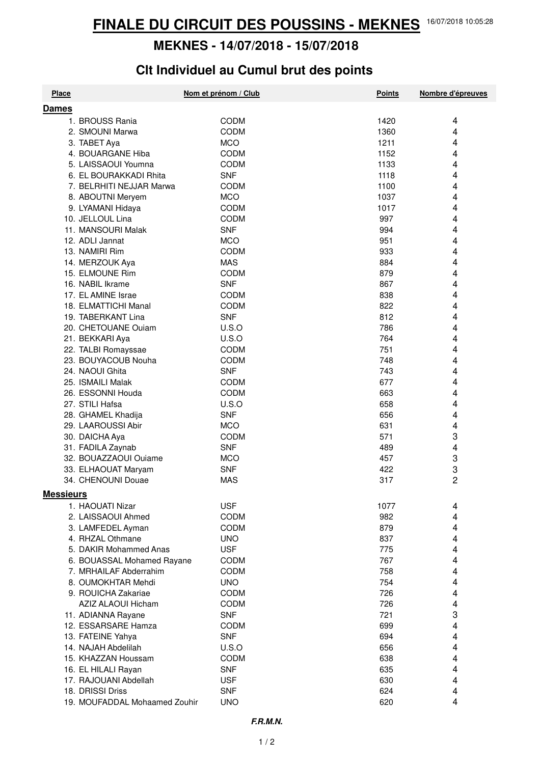# FINALE DU CIRCUIT DES POUSSINS - MEKNES

16/07/2018 10:05:28

## MEKNES - 14/07/2018 - 15/07/2018

## Clt Individuel au Cumul brut des points

| Place | Nom et prénom / Club | | Points | Nombre d'épreuves |
|---|---|---|---|---|
| **Dames** | | | | |
| 1. | BROUSS Rania | CODM | 1420 | 4 |
| 2. | SMOUNI Marwa | CODM | 1360 | 4 |
| 3. | TABET Aya | MCO | 1211 | 4 |
| 4. | BOUARGANE Hiba | CODM | 1152 | 4 |
| 5. | LAISSAOUI Youmna | CODM | 1133 | 4 |
| 6. | EL BOURAKKADI Rhita | SNF | 1118 | 4 |
| 7. | BELRHITI NEJJAR Marwa | CODM | 1100 | 4 |
| 8. | ABOUTNI Meryem | MCO | 1037 | 4 |
| 9. | LYAMANI Hidaya | CODM | 1017 | 4 |
| 10. | JELLOUL Lina | CODM | 997 | 4 |
| 11. | MANSOURI Malak | SNF | 994 | 4 |
| 12. | ADLI Jannat | MCO | 951 | 4 |
| 13. | NAMIRI Rim | CODM | 933 | 4 |
| 14. | MERZOUK Aya | MAS | 884 | 4 |
| 15. | ELMOUNE Rim | CODM | 879 | 4 |
| 16. | NABIL Ikrame | SNF | 867 | 4 |
| 17. | EL AMINE Israe | CODM | 838 | 4 |
| 18. | ELMATTICHI Manal | CODM | 822 | 4 |
| 19. | TABERKANT Lina | SNF | 812 | 4 |
| 20. | CHETOUANE Ouiam | U.S.O | 786 | 4 |
| 21. | BEKKARI Aya | U.S.O | 764 | 4 |
| 22. | TALBI Romayssae | CODM | 751 | 4 |
| 23. | BOUYACOUB Nouha | CODM | 748 | 4 |
| 24. | NAOUI Ghita | SNF | 743 | 4 |
| 25. | ISMAILI Malak | CODM | 677 | 4 |
| 26. | ESSONNI Houda | CODM | 663 | 4 |
| 27. | STILI Hafsa | U.S.O | 658 | 4 |
| 28. | GHAMEL Khadija | SNF | 656 | 4 |
| 29. | LAAROUSSI Abir | MCO | 631 | 4 |
| 30. | DAICHA Aya | CODM | 571 | 3 |
| 31. | FADILA Zaynab | SNF | 489 | 4 |
| 32. | BOUAZZAOUI Ouiame | MCO | 457 | 3 |
| 33. | ELHAOUAT Maryam | SNF | 422 | 3 |
| 34. | CHENOUNI Douae | MAS | 317 | 2 |
| **Messieurs** | | | | |
| 1. | HAOUATI Nizar | USF | 1077 | 4 |
| 2. | LAISSAOUI Ahmed | CODM | 982 | 4 |
| 3. | LAMFEDEL Ayman | CODM | 879 | 4 |
| 4. | RHZAL Othmane | UNO | 837 | 4 |
| 5. | DAKIR Mohammed Anas | USF | 775 | 4 |
| 6. | BOUASSAL Mohamed Rayane | CODM | 767 | 4 |
| 7. | MRHAILAF Abderrahim | CODM | 758 | 4 |
| 8. | OUMOKHTAR Mehdi | UNO | 754 | 4 |
| 9. | ROUICHA Zakariae | CODM | 726 | 4 |
| | AZIZ ALAOUI Hicham | CODM | 726 | 4 |
| 11. | ADIANNA Rayane | SNF | 721 | 3 |
| 12. | ESSARSARE Hamza | CODM | 699 | 4 |
| 13. | FATEINE Yahya | SNF | 694 | 4 |
| 14. | NAJAH Abdelilah | U.S.O | 656 | 4 |
| 15. | KHAZZAN Houssam | CODM | 638 | 4 |
| 16. | EL HILALI Rayan | SNF | 635 | 4 |
| 17. | RAJOUANI Abdellah | USF | 630 | 4 |
| 18. | DRISSI Driss | SNF | 624 | 4 |
| 19. | MOUFADDAL Mohaamed Zouhir | UNO | 620 | 4 |

***F.R.M.N.***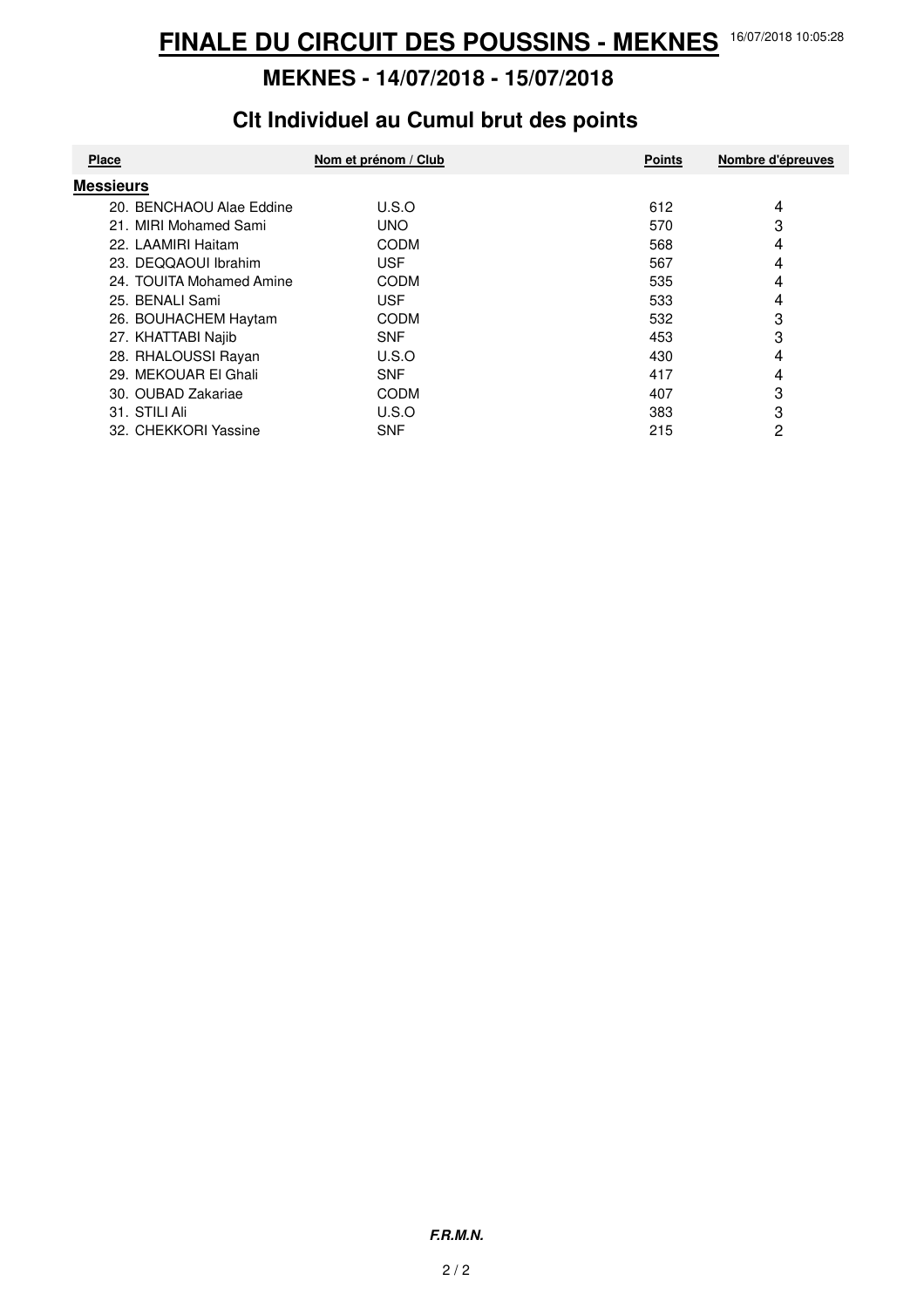# FINALE DU CIRCUIT DES POUSSINS - MEKNES

16/07/2018 10:05:28

## MEKNES - 14/07/2018 - 15/07/2018

## Clt Individuel au Cumul brut des points

| Place | Nom et prénom / Club | Points | Nombre d'épreuves |
|---|---|---|---|
| **Messieurs** | | | |
| 20. BENCHAOU Alae Eddine | U.S.O | 612 | 4 |
| 21. MIRI Mohamed Sami | UNO | 570 | 3 |
| 22. LAAMIRI Haitam | CODM | 568 | 4 |
| 23. DEQQAOUI Ibrahim | USF | 567 | 4 |
| 24. TOUITA Mohamed Amine | CODM | 535 | 4 |
| 25. BENALI Sami | USF | 533 | 4 |
| 26. BOUHACHEM Haytam | CODM | 532 | 3 |
| 27. KHATTABI Najib | SNF | 453 | 3 |
| 28. RHALOUSSI Rayan | U.S.O | 430 | 4 |
| 29. MEKOUAR El Ghali | SNF | 417 | 4 |
| 30. OUBAD Zakariae | CODM | 407 | 3 |
| 31. STILI Ali | U.S.O | 383 | 3 |
| 32. CHEKKORI Yassine | SNF | 215 | 2 |

***F.R.M.N.***